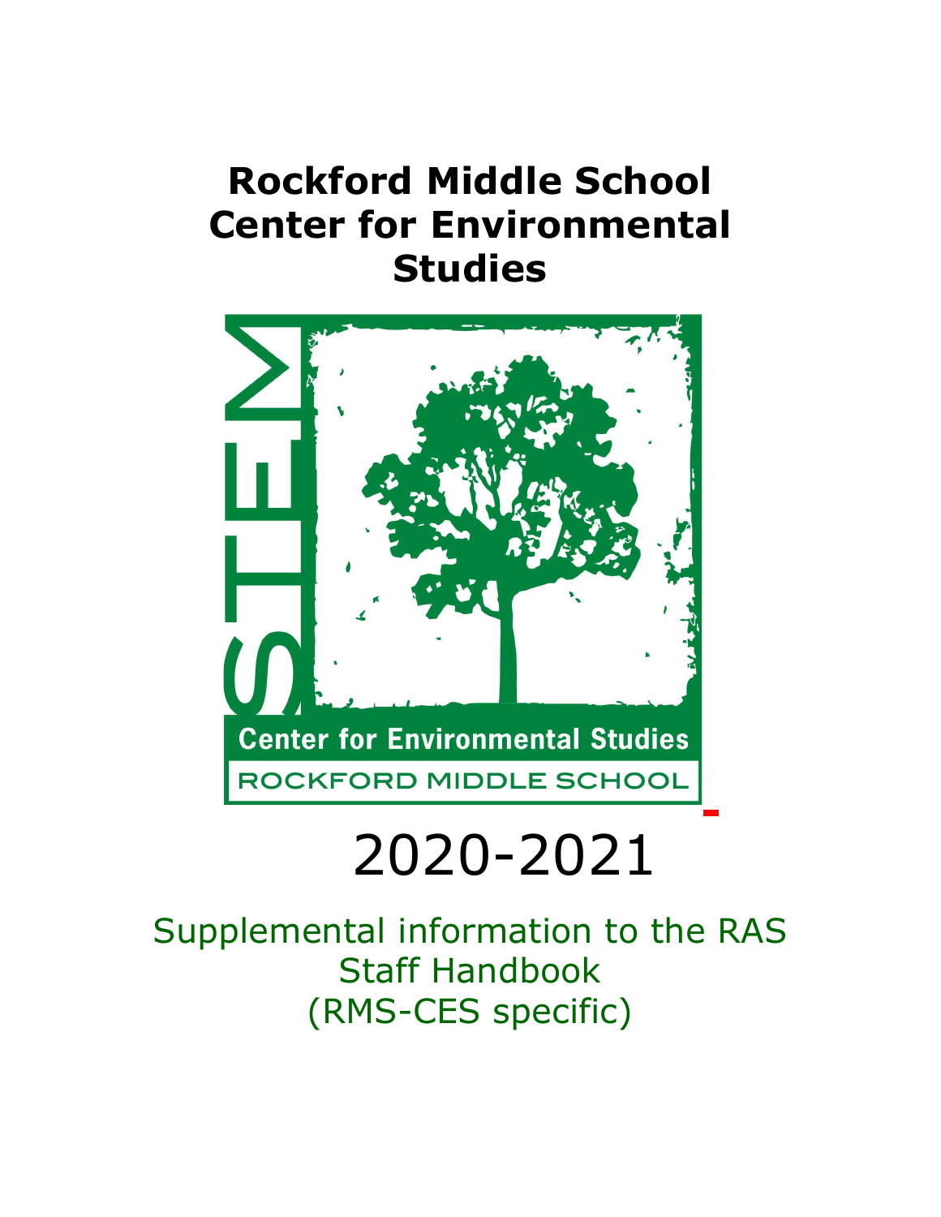# Rockford Middle School Center for Environmental Studies

STEM

Center for Environmental Studies

ROCKFORD MIDDLE SCHOOL

2020-2021

Supplemental information to the RAS Staff Handbook (RMS-CES specific)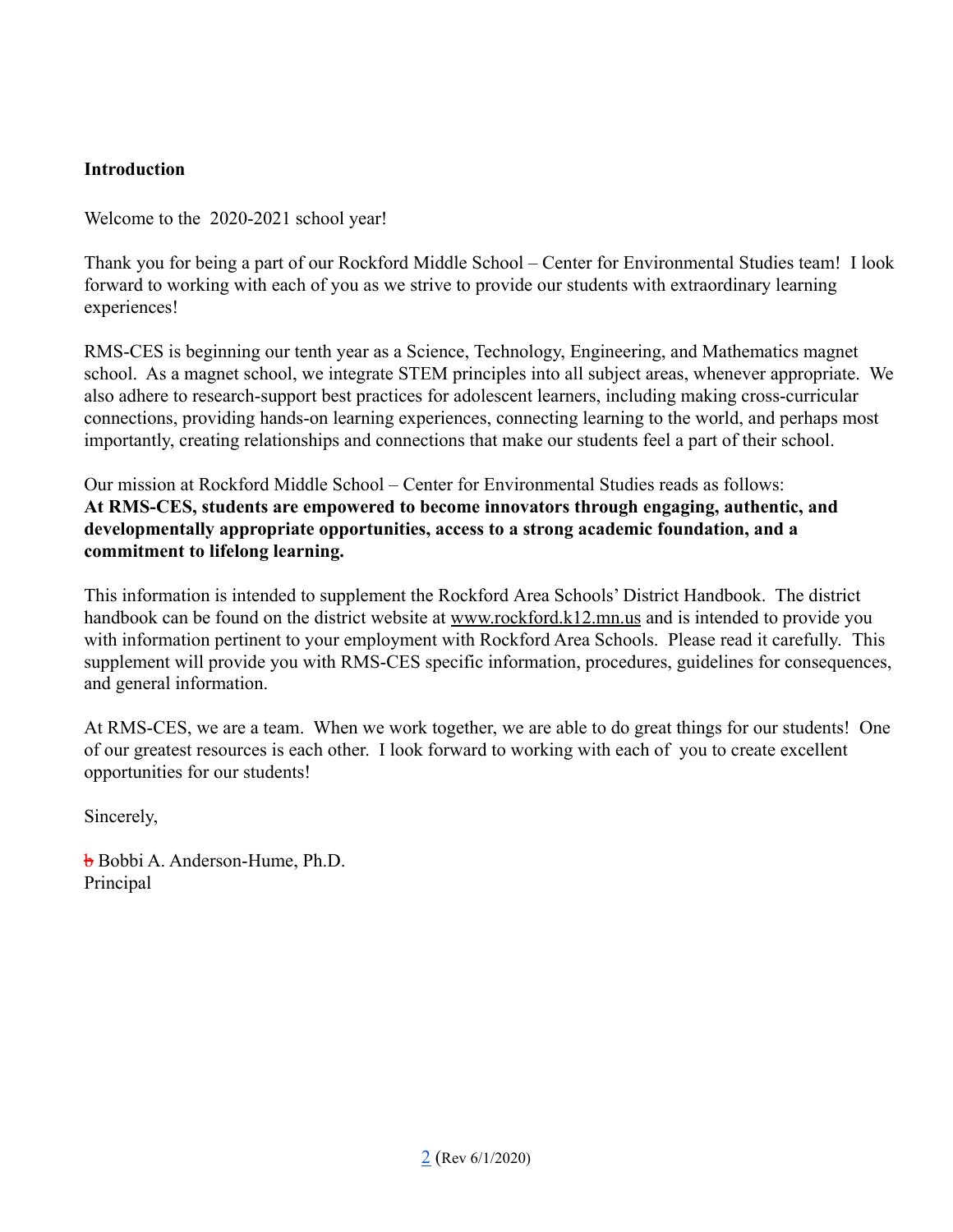**Introduction**

Welcome to the 2020-2021 school year!

Thank you for being a part of our Rockford Middle School – Center for Environmental Studies team! I look forward to working with each of you as we strive to provide our students with extraordinary learning experiences!

RMS-CES is beginning our tenth year as a Science, Technology, Engineering, and Mathematics magnet school. As a magnet school, we integrate STEM principles into all subject areas, whenever appropriate. We also adhere to research-support best practices for adolescent learners, including making cross-curricular connections, providing hands-on learning experiences, connecting learning to the world, and perhaps most importantly, creating relationships and connections that make our students feel a part of their school.

Our mission at Rockford Middle School – Center for Environmental Studies reads as follows:
**At RMS-CES, students are empowered to become innovators through engaging, authentic, and developmentally appropriate opportunities, access to a strong academic foundation, and a commitment to lifelong learning.**

This information is intended to supplement the Rockford Area Schools' District Handbook. The district handbook can be found on the district website at www.rockford.k12.mn.us and is intended to provide you with information pertinent to your employment with Rockford Area Schools. Please read it carefully. This supplement will provide you with RMS-CES specific information, procedures, guidelines for consequences, and general information.

At RMS-CES, we are a team. When we work together, we are able to do great things for our students! One of our greatest resources is each other. I look forward to working with each of you to create excellent opportunities for our students!

Sincerely,

~~b~~ Bobbi A. Anderson-Hume, Ph.D.
Principal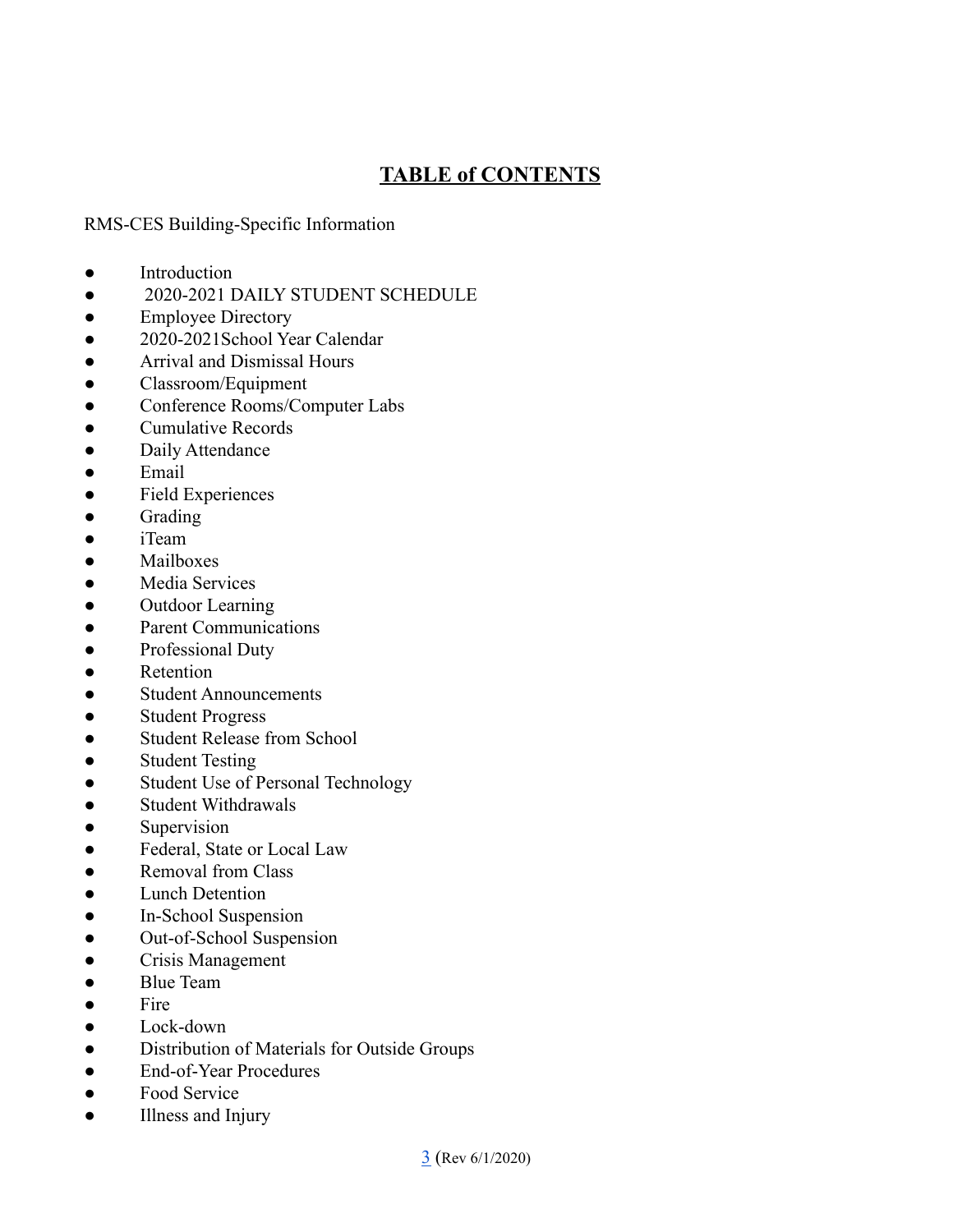# TABLE of CONTENTS

RMS-CES Building-Specific Information

- Introduction
- 2020-2021 DAILY STUDENT SCHEDULE
- Employee Directory
- 2020-2021School Year Calendar
- Arrival and Dismissal Hours
- Classroom/Equipment
- Conference Rooms/Computer Labs
- Cumulative Records
- Daily Attendance
- Email
- Field Experiences
- Grading
- iTeam
- Mailboxes
- Media Services
- Outdoor Learning
- Parent Communications
- Professional Duty
- Retention
- Student Announcements
- Student Progress
- Student Release from School
- Student Testing
- Student Use of Personal Technology
- Student Withdrawals
- Supervision
- Federal, State or Local Law
- Removal from Class
- Lunch Detention
- In-School Suspension
- Out-of-School Suspension
- Crisis Management
- Blue Team
- Fire
- Lock-down
- Distribution of Materials for Outside Groups
- End-of-Year Procedures
- Food Service
- Illness and Injury

(Rev 6/1/2020)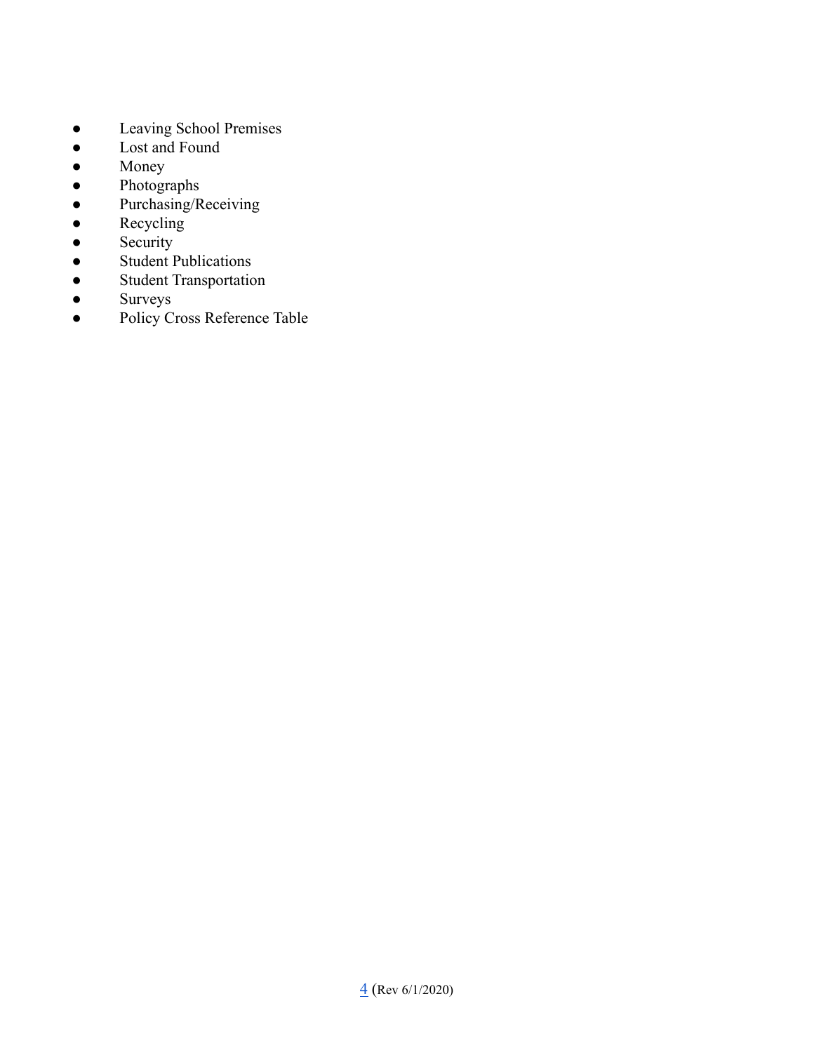- Leaving School Premises
- Lost and Found
- Money
- Photographs
- Purchasing/Receiving
- Recycling
- Security
- Student Publications
- Student Transportation
- Surveys
- Policy Cross Reference Table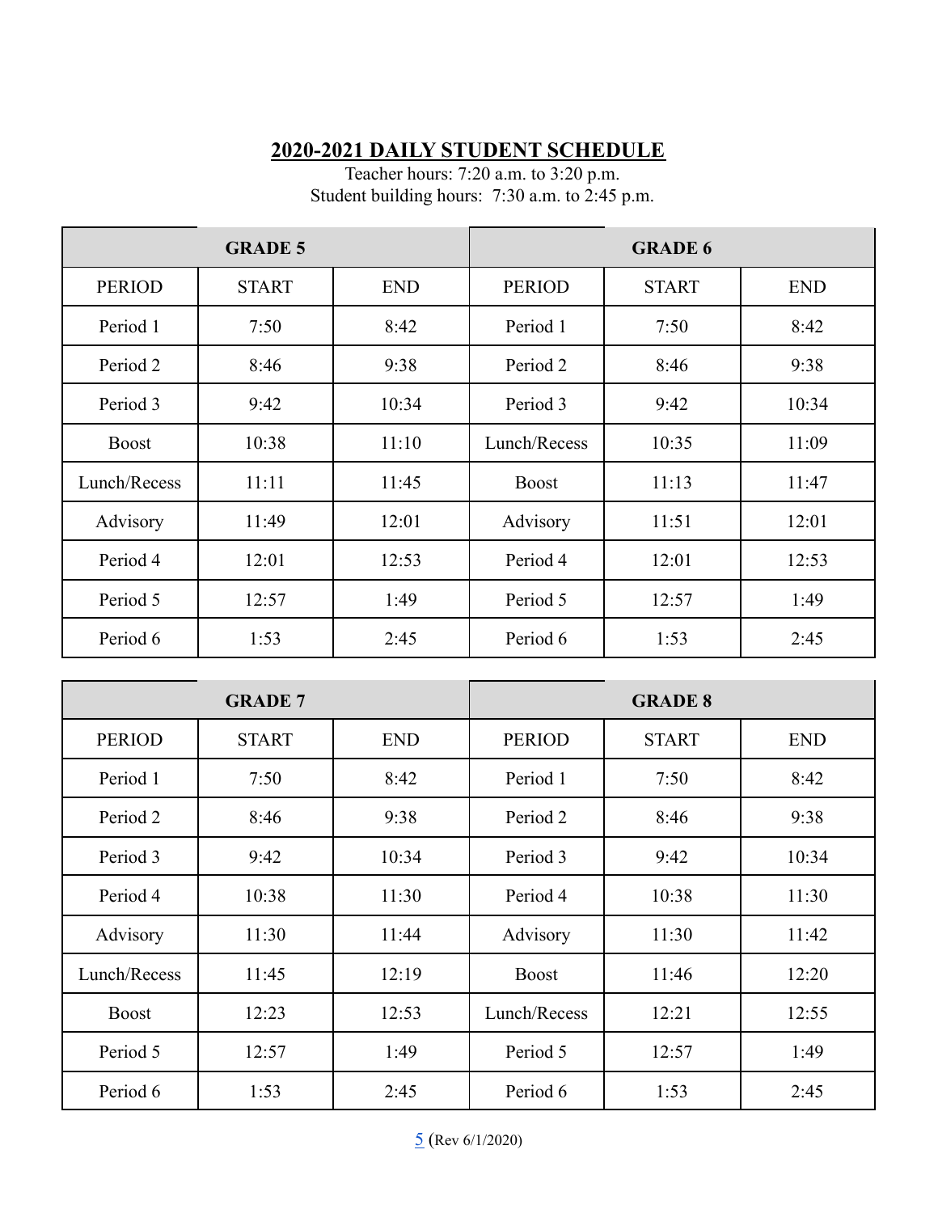## 2020-2021 DAILY STUDENT SCHEDULE

Teacher hours: 7:20 a.m. to 3:20 p.m.
Student building hours: 7:30 a.m. to 2:45 p.m.

| GRADE 5 | | | GRADE 6 | | |
|---|---|---|---|---|---|
| PERIOD | START | END | PERIOD | START | END |
| Period 1 | 7:50 | 8:42 | Period 1 | 7:50 | 8:42 |
| Period 2 | 8:46 | 9:38 | Period 2 | 8:46 | 9:38 |
| Period 3 | 9:42 | 10:34 | Period 3 | 9:42 | 10:34 |
| Boost | 10:38 | 11:10 | Lunch/Recess | 10:35 | 11:09 |
| Lunch/Recess | 11:11 | 11:45 | Boost | 11:13 | 11:47 |
| Advisory | 11:49 | 12:01 | Advisory | 11:51 | 12:01 |
| Period 4 | 12:01 | 12:53 | Period 4 | 12:01 | 12:53 |
| Period 5 | 12:57 | 1:49 | Period 5 | 12:57 | 1:49 |
| Period 6 | 1:53 | 2:45 | Period 6 | 1:53 | 2:45 |

| GRADE 7 | | | GRADE 8 | | |
|---|---|---|---|---|---|
| PERIOD | START | END | PERIOD | START | END |
| Period 1 | 7:50 | 8:42 | Period 1 | 7:50 | 8:42 |
| Period 2 | 8:46 | 9:38 | Period 2 | 8:46 | 9:38 |
| Period 3 | 9:42 | 10:34 | Period 3 | 9:42 | 10:34 |
| Period 4 | 10:38 | 11:30 | Period 4 | 10:38 | 11:30 |
| Advisory | 11:30 | 11:44 | Advisory | 11:30 | 11:42 |
| Lunch/Recess | 11:45 | 12:19 | Boost | 11:46 | 12:20 |
| Boost | 12:23 | 12:53 | Lunch/Recess | 12:21 | 12:55 |
| Period 5 | 12:57 | 1:49 | Period 5 | 12:57 | 1:49 |
| Period 6 | 1:53 | 2:45 | Period 6 | 1:53 | 2:45 |

(Rev 6/1/2020)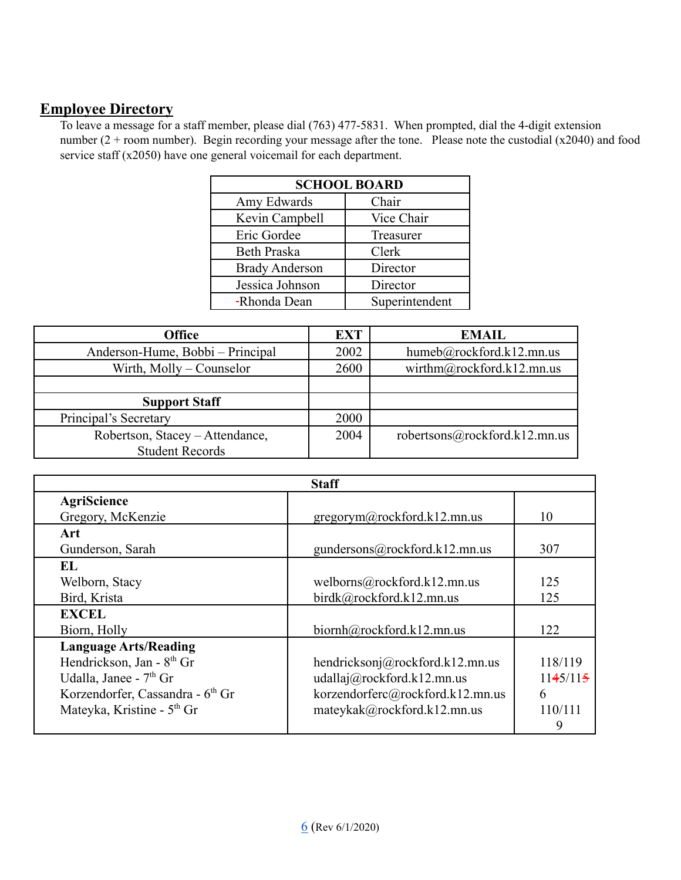## Employee Directory

To leave a message for a staff member, please dial (763) 477-5831. When prompted, dial the 4-digit extension number (2 + room number). Begin recording your message after the tone. Please note the custodial (x2040) and food service staff (x2050) have one general voicemail for each department.

| SCHOOL BOARD | |
|---|---|
| Amy Edwards | Chair |
| Kevin Campbell | Vice Chair |
| Eric Gordee | Treasurer |
| Beth Praska | Clerk |
| Brady Anderson | Director |
| Jessica Johnson | Director |
| -Rhonda Dean | Superintendent |

| Office | EXT | EMAIL |
|---|---|---|
| Anderson-Hume, Bobbi – Principal | 2002 | humeb@rockford.k12.mn.us |
| Wirth, Molly – Counselor | 2600 | wirthm@rockford.k12.mn.us |
| | | |
| **Support Staff** | | |
| Principal's Secretary | 2000 | |
| Robertson, Stacey – Attendance, Student Records | 2004 | robertsons@rockford.k12.mn.us |

| Staff | | |
|---|---|---|
| **AgriScience**<br>Gregory, McKenzie | gregorym@rockford.k12.mn.us | 10 |
| **Art**<br>Gunderson, Sarah | gundersons@rockford.k12.mn.us | 307 |
| **EL**<br>Welborn, Stacy<br>Bird, Krista | welborns@rockford.k12.mn.us<br>birdk@rockford.k12.mn.us | 125<br>125 |
| **EXCEL**<br>Biorn, Holly | biornh@rockford.k12.mn.us | 122 |
| **Language Arts/Reading**<br>Hendrickson, Jan - 8th Gr<br>Udalla, Janee - 7th Gr<br>Korzendorfer, Cassandra - 6th Gr<br>Mateyka, Kristine - 5th Gr | hendricksonj@rockford.k12.mn.us<br>udallaj@rockford.k12.mn.us<br>korzendorferc@rockford.k12.mn.us<br>mateykak@rockford.k12.mn.us | 118/119<br>1145/1156<br>110/1119 |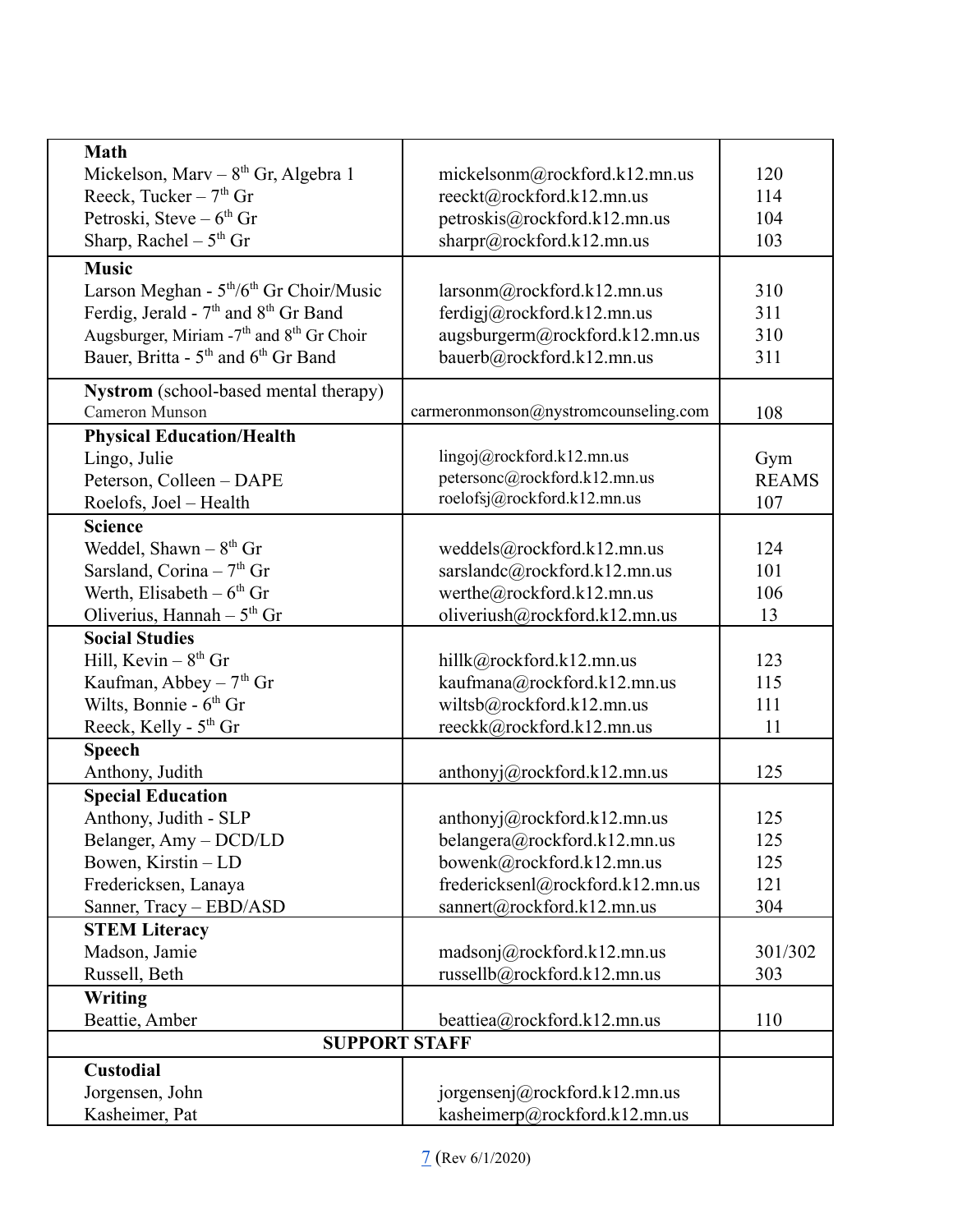| | | |
|---|---|---|
| **Math** | | |
| Mickelson, Marv – 8th Gr, Algebra 1 | mickelsonm@rockford.k12.mn.us | 120 |
| Reeck, Tucker – 7th Gr | reeckt@rockford.k12.mn.us | 114 |
| Petroski, Steve – 6th Gr | petroskis@rockford.k12.mn.us | 104 |
| Sharp, Rachel – 5th Gr | sharpr@rockford.k12.mn.us | 103 |
| **Music** | | |
| Larson Meghan - 5th/6th Gr Choir/Music | larsonm@rockford.k12.mn.us | 310 |
| Ferdig, Jerald - 7th and 8th Gr Band | ferdigj@rockford.k12.mn.us | 311 |
| Augsburger, Miriam -7th and 8th Gr Choir | augsburgerm@rockford.k12.mn.us | 310 |
| Bauer, Britta - 5th and 6th Gr Band | bauerb@rockford.k12.mn.us | 311 |
| **Nystrom** (school-based mental therapy) | | |
| Cameron Munson | carmeronmonson@nystromcounseling.com | 108 |
| **Physical Education/Health** | | |
| Lingo, Julie | lingoj@rockford.k12.mn.us | Gym |
| Peterson, Colleen – DAPE | petersonc@rockford.k12.mn.us | REAMS |
| Roelofs, Joel – Health | roelofsj@rockford.k12.mn.us | 107 |
| **Science** | | |
| Weddel, Shawn – 8th Gr | weddels@rockford.k12.mn.us | 124 |
| Sarsland, Corina – 7th Gr | sarslandc@rockford.k12.mn.us | 101 |
| Werth, Elisabeth – 6th Gr | werthe@rockford.k12.mn.us | 106 |
| Oliverius, Hannah – 5th Gr | oliveriush@rockford.k12.mn.us | 13 |
| **Social Studies** | | |
| Hill, Kevin – 8th Gr | hillk@rockford.k12.mn.us | 123 |
| Kaufman, Abbey – 7th Gr | kaufmana@rockford.k12.mn.us | 115 |
| Wilts, Bonnie - 6th Gr | wiltsb@rockford.k12.mn.us | 111 |
| Reeck, Kelly - 5th Gr | reeckk@rockford.k12.mn.us | 11 |
| **Speech** | | |
| Anthony, Judith | anthonyj@rockford.k12.mn.us | 125 |
| **Special Education** | | |
| Anthony, Judith - SLP | anthonyj@rockford.k12.mn.us | 125 |
| Belanger, Amy – DCD/LD | belangera@rockford.k12.mn.us | 125 |
| Bowen, Kirstin – LD | bowenk@rockford.k12.mn.us | 125 |
| Fredericksen, Lanaya | fredericksenl@rockford.k12.mn.us | 121 |
| Sanner, Tracy – EBD/ASD | sannert@rockford.k12.mn.us | 304 |
| **STEM Literacy** | | |
| Madson, Jamie | madsonj@rockford.k12.mn.us | 301/302 |
| Russell, Beth | russellb@rockford.k12.mn.us | 303 |
| **Writing** | | |
| Beattie, Amber | beattiea@rockford.k12.mn.us | 110 |
| **SUPPORT STAFF** | | |
| **Custodial** | | |
| Jorgensen, John | jorgensenj@rockford.k12.mn.us | |
| Kasheimer, Pat | kasheimerp@rockford.k12.mn.us | |

(Rev 6/1/2020)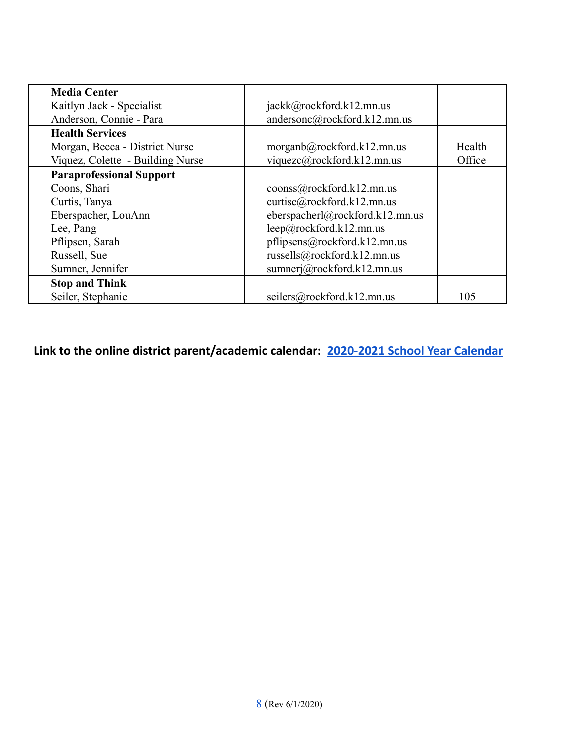| | | |
|---|---|---|
| **Media Center**<br>Kaitlyn Jack - Specialist<br>Anderson, Connie - Para | <br>jackk@rockford.k12.mn.us<br>andersonc@rockford.k12.mn.us | |
| **Health Services**<br>Morgan, Becca - District Nurse<br>Viquez, Colette - Building Nurse | <br>morganb@rockford.k12.mn.us<br>viquezc@rockford.k12.mn.us | <br>Health<br>Office |
| **Paraprofessional Support**<br>Coons, Shari<br>Curtis, Tanya<br>Eberspacher, LouAnn<br>Lee, Pang<br>Pflipsen, Sarah<br>Russell, Sue<br>Sumner, Jennifer | <br>coonss@rockford.k12.mn.us<br>curtisc@rockford.k12.mn.us<br>eberspacherl@rockford.k12.mn.us<br>leep@rockford.k12.mn.us<br>pflipsens@rockford.k12.mn.us<br>russells@rockford.k12.mn.us<br>sumnerj@rockford.k12.mn.us | |
| **Stop and Think**<br>Seiler, Stephanie | <br>seilers@rockford.k12.mn.us | <br>105 |

**Link to the online district parent/academic calendar: [2020-2021 School Year Calendar]()**

(Rev 6/1/2020)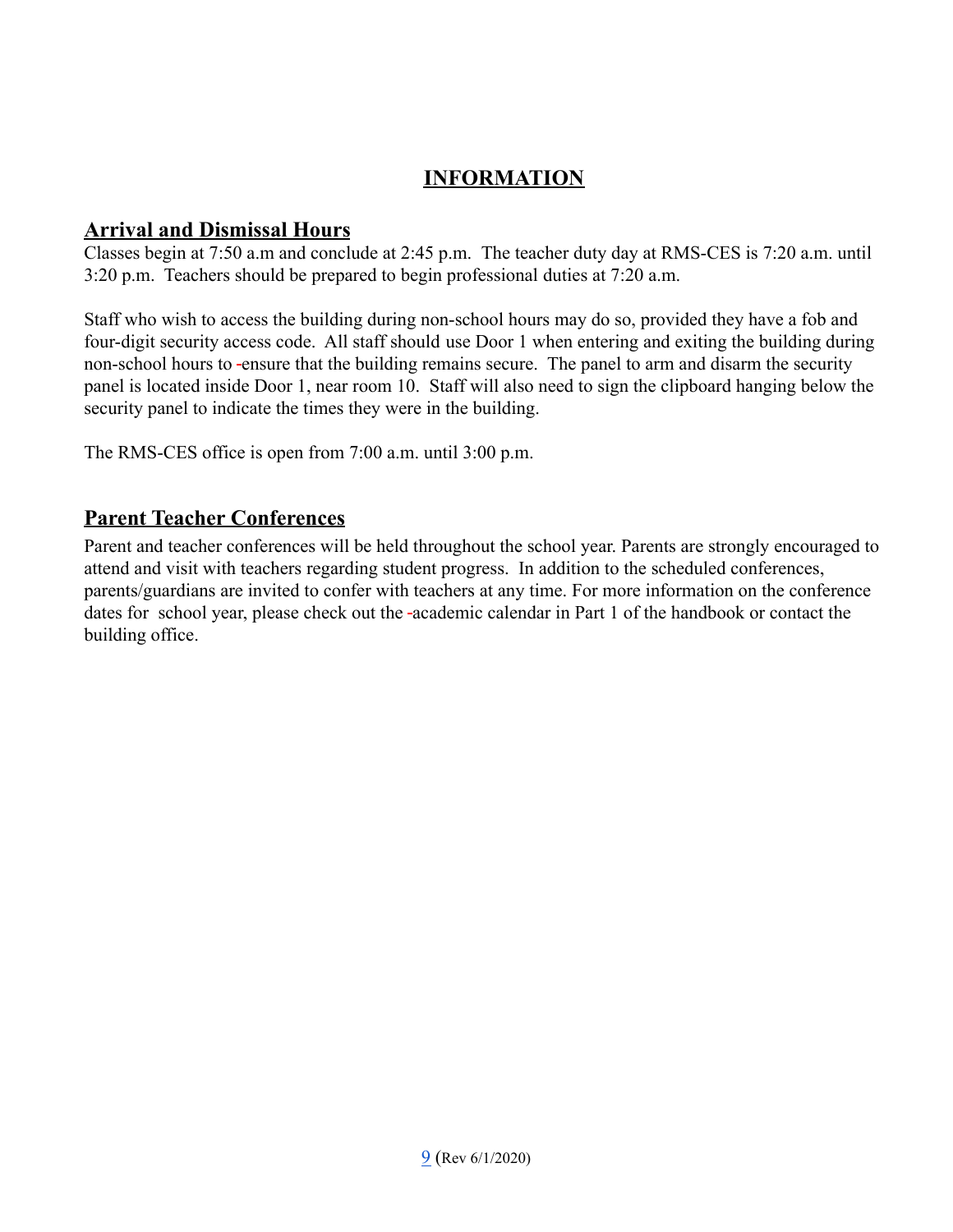# INFORMATION

## Arrival and Dismissal Hours

Classes begin at 7:50 a.m and conclude at 2:45 p.m. The teacher duty day at RMS-CES is 7:20 a.m. until 3:20 p.m. Teachers should be prepared to begin professional duties at 7:20 a.m.

Staff who wish to access the building during non-school hours may do so, provided they have a fob and four-digit security access code. All staff should use Door 1 when entering and exiting the building during non-school hours to ensure that the building remains secure. The panel to arm and disarm the security panel is located inside Door 1, near room 10. Staff will also need to sign the clipboard hanging below the security panel to indicate the times they were in the building.

The RMS-CES office is open from 7:00 a.m. until 3:00 p.m.

## Parent Teacher Conferences

Parent and teacher conferences will be held throughout the school year. Parents are strongly encouraged to attend and visit with teachers regarding student progress. In addition to the scheduled conferences, parents/guardians are invited to confer with teachers at any time. For more information on the conference dates for school year, please check out the academic calendar in Part 1 of the handbook or contact the building office.

(Rev 6/1/2020)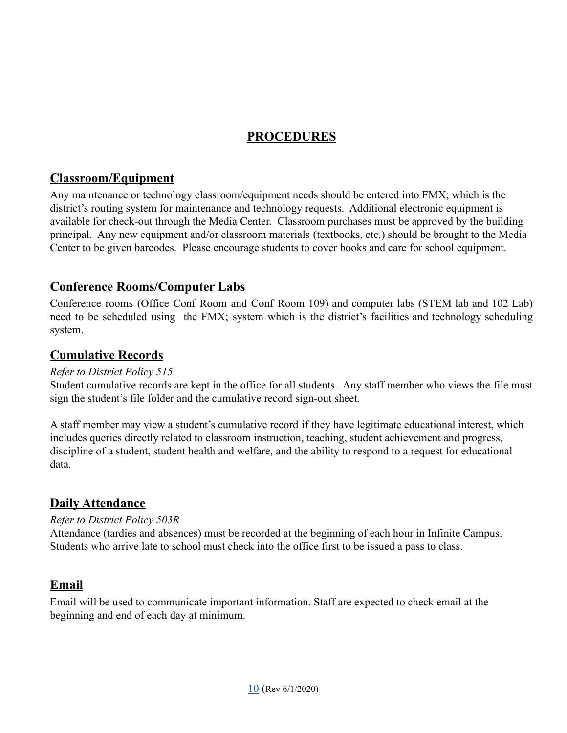# PROCEDURES

## Classroom/Equipment

Any maintenance or technology classroom/equipment needs should be entered into FMX; which is the district's routing system for maintenance and technology requests. Additional electronic equipment is available for check-out through the Media Center. Classroom purchases must be approved by the building principal. Any new equipment and/or classroom materials (textbooks, etc.) should be brought to the Media Center to be given barcodes. Please encourage students to cover books and care for school equipment.

## Conference Rooms/Computer Labs

Conference rooms (Office Conf Room and Conf Room 109) and computer labs (STEM lab and 102 Lab) need to be scheduled using the FMX; system which is the district's facilities and technology scheduling system.

## Cumulative Records

*Refer to District Policy 515*

Student cumulative records are kept in the office for all students. Any staff member who views the file must sign the student's file folder and the cumulative record sign-out sheet.

A staff member may view a student's cumulative record if they have legitimate educational interest, which includes queries directly related to classroom instruction, teaching, student achievement and progress, discipline of a student, student health and welfare, and the ability to respond to a request for educational data.

## Daily Attendance

*Refer to District Policy 503R*

Attendance (tardies and absences) must be recorded at the beginning of each hour in Infinite Campus. Students who arrive late to school must check into the office first to be issued a pass to class.

## Email

Email will be used to communicate important information. Staff are expected to check email at the beginning and end of each day at minimum.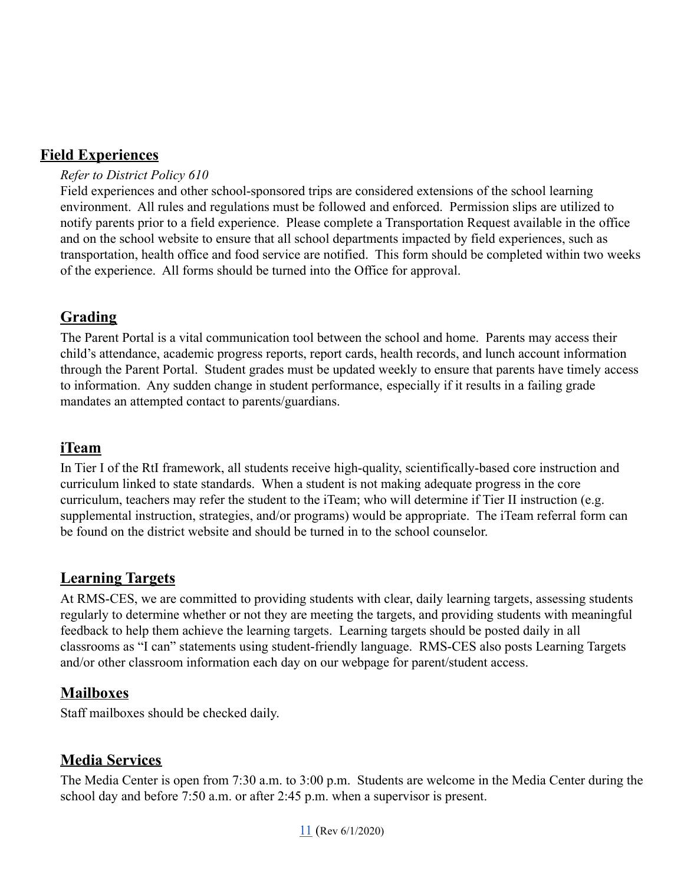## Field Experiences

*Refer to District Policy 610*

Field experiences and other school-sponsored trips are considered extensions of the school learning environment. All rules and regulations must be followed and enforced. Permission slips are utilized to notify parents prior to a field experience. Please complete a Transportation Request available in the office and on the school website to ensure that all school departments impacted by field experiences, such as transportation, health office and food service are notified. This form should be completed within two weeks of the experience. All forms should be turned into the Office for approval.

## Grading

The Parent Portal is a vital communication tool between the school and home. Parents may access their child's attendance, academic progress reports, report cards, health records, and lunch account information through the Parent Portal. Student grades must be updated weekly to ensure that parents have timely access to information. Any sudden change in student performance, especially if it results in a failing grade mandates an attempted contact to parents/guardians.

## iTeam

In Tier I of the RtI framework, all students receive high-quality, scientifically-based core instruction and curriculum linked to state standards. When a student is not making adequate progress in the core curriculum, teachers may refer the student to the iTeam; who will determine if Tier II instruction (e.g. supplemental instruction, strategies, and/or programs) would be appropriate. The iTeam referral form can be found on the district website and should be turned in to the school counselor.

## Learning Targets

At RMS-CES, we are committed to providing students with clear, daily learning targets, assessing students regularly to determine whether or not they are meeting the targets, and providing students with meaningful feedback to help them achieve the learning targets. Learning targets should be posted daily in all classrooms as "I can" statements using student-friendly language. RMS-CES also posts Learning Targets and/or other classroom information each day on our webpage for parent/student access.

## Mailboxes

Staff mailboxes should be checked daily.

## Media Services

The Media Center is open from 7:30 a.m. to 3:00 p.m. Students are welcome in the Media Center during the school day and before 7:50 a.m. or after 2:45 p.m. when a supervisor is present.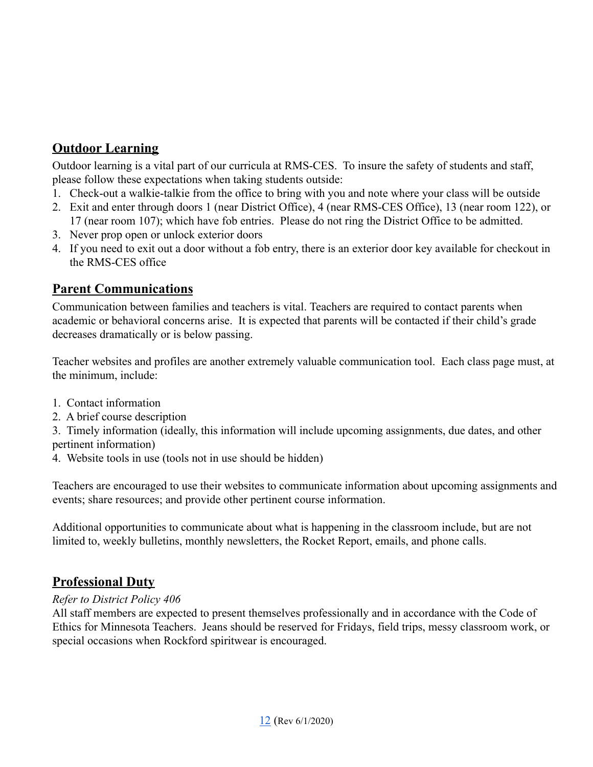## Outdoor Learning

Outdoor learning is a vital part of our curricula at RMS-CES. To insure the safety of students and staff, please follow these expectations when taking students outside:

1. Check-out a walkie-talkie from the office to bring with you and note where your class will be outside
2. Exit and enter through doors 1 (near District Office), 4 (near RMS-CES Office), 13 (near room 122), or 17 (near room 107); which have fob entries. Please do not ring the District Office to be admitted.
3. Never prop open or unlock exterior doors
4. If you need to exit out a door without a fob entry, there is an exterior door key available for checkout in the RMS-CES office

## Parent Communications

Communication between families and teachers is vital. Teachers are required to contact parents when academic or behavioral concerns arise. It is expected that parents will be contacted if their child's grade decreases dramatically or is below passing.

Teacher websites and profiles are another extremely valuable communication tool. Each class page must, at the minimum, include:

1. Contact information
2. A brief course description
3. Timely information (ideally, this information will include upcoming assignments, due dates, and other pertinent information)
4. Website tools in use (tools not in use should be hidden)

Teachers are encouraged to use their websites to communicate information about upcoming assignments and events; share resources; and provide other pertinent course information.

Additional opportunities to communicate about what is happening in the classroom include, but are not limited to, weekly bulletins, monthly newsletters, the Rocket Report, emails, and phone calls.

## Professional Duty

*Refer to District Policy 406*

All staff members are expected to present themselves professionally and in accordance with the Code of Ethics for Minnesota Teachers. Jeans should be reserved for Fridays, field trips, messy classroom work, or special occasions when Rockford spiritwear is encouraged.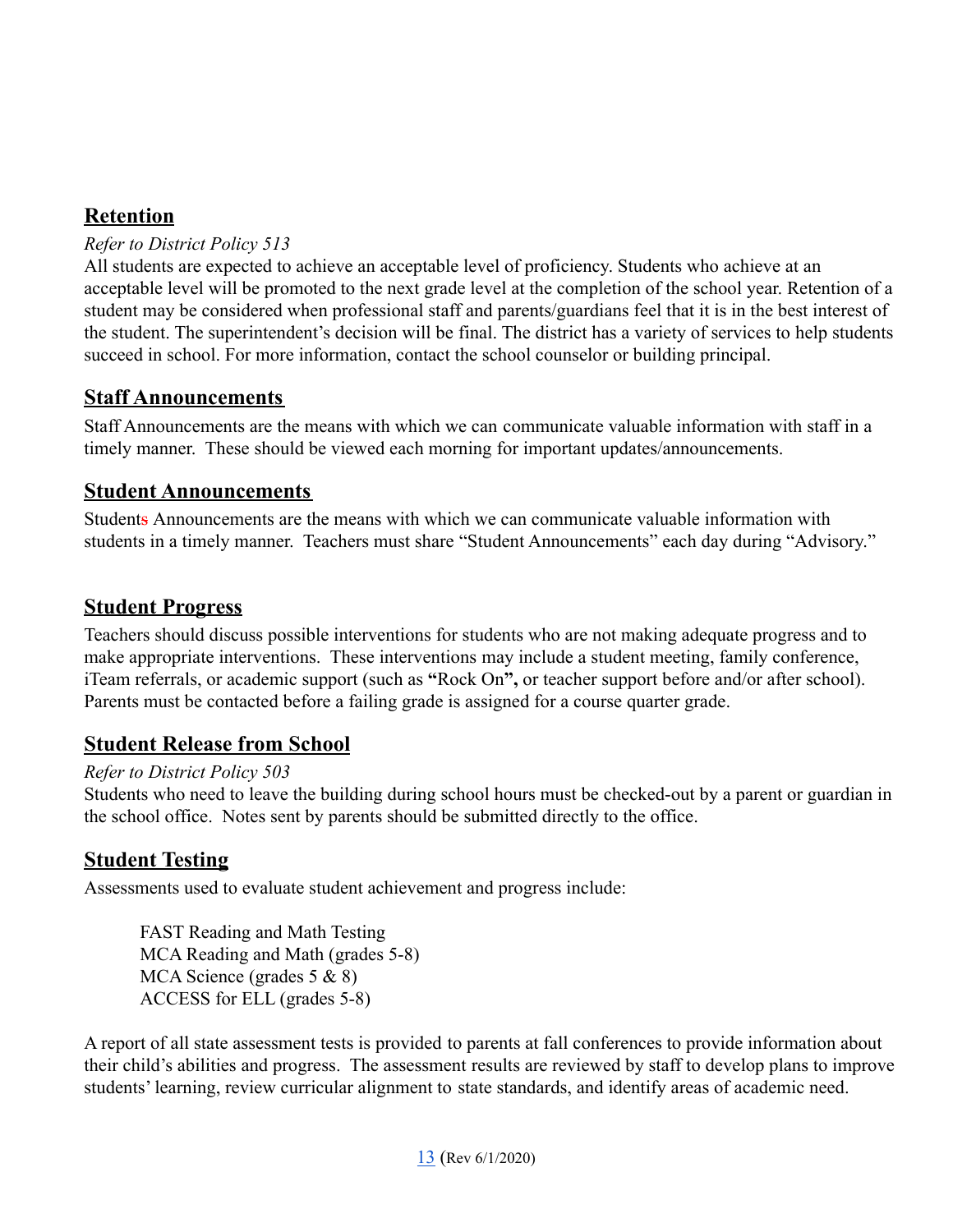## Retention

*Refer to District Policy 513*

All students are expected to achieve an acceptable level of proficiency. Students who achieve at an acceptable level will be promoted to the next grade level at the completion of the school year. Retention of a student may be considered when professional staff and parents/guardians feel that it is in the best interest of the student. The superintendent's decision will be final. The district has a variety of services to help students succeed in school. For more information, contact the school counselor or building principal.

## Staff Announcements

Staff Announcements are the means with which we can communicate valuable information with staff in a timely manner. These should be viewed each morning for important updates/announcements.

## Student Announcements

Students Announcements are the means with which we can communicate valuable information with students in a timely manner. Teachers must share "Student Announcements" each day during "Advisory."

## Student Progress

Teachers should discuss possible interventions for students who are not making adequate progress and to make appropriate interventions. These interventions may include a student meeting, family conference, iTeam referrals, or academic support (such as **"**Rock On**",** or teacher support before and/or after school). Parents must be contacted before a failing grade is assigned for a course quarter grade.

## Student Release from School

*Refer to District Policy 503*

Students who need to leave the building during school hours must be checked-out by a parent or guardian in the school office. Notes sent by parents should be submitted directly to the office.

## Student Testing

Assessments used to evaluate student achievement and progress include:

- FAST Reading and Math Testing
- MCA Reading and Math (grades 5-8)
- MCA Science (grades 5 & 8)
- ACCESS for ELL (grades 5-8)

A report of all state assessment tests is provided to parents at fall conferences to provide information about their child's abilities and progress. The assessment results are reviewed by staff to develop plans to improve students' learning, review curricular alignment to state standards, and identify areas of academic need.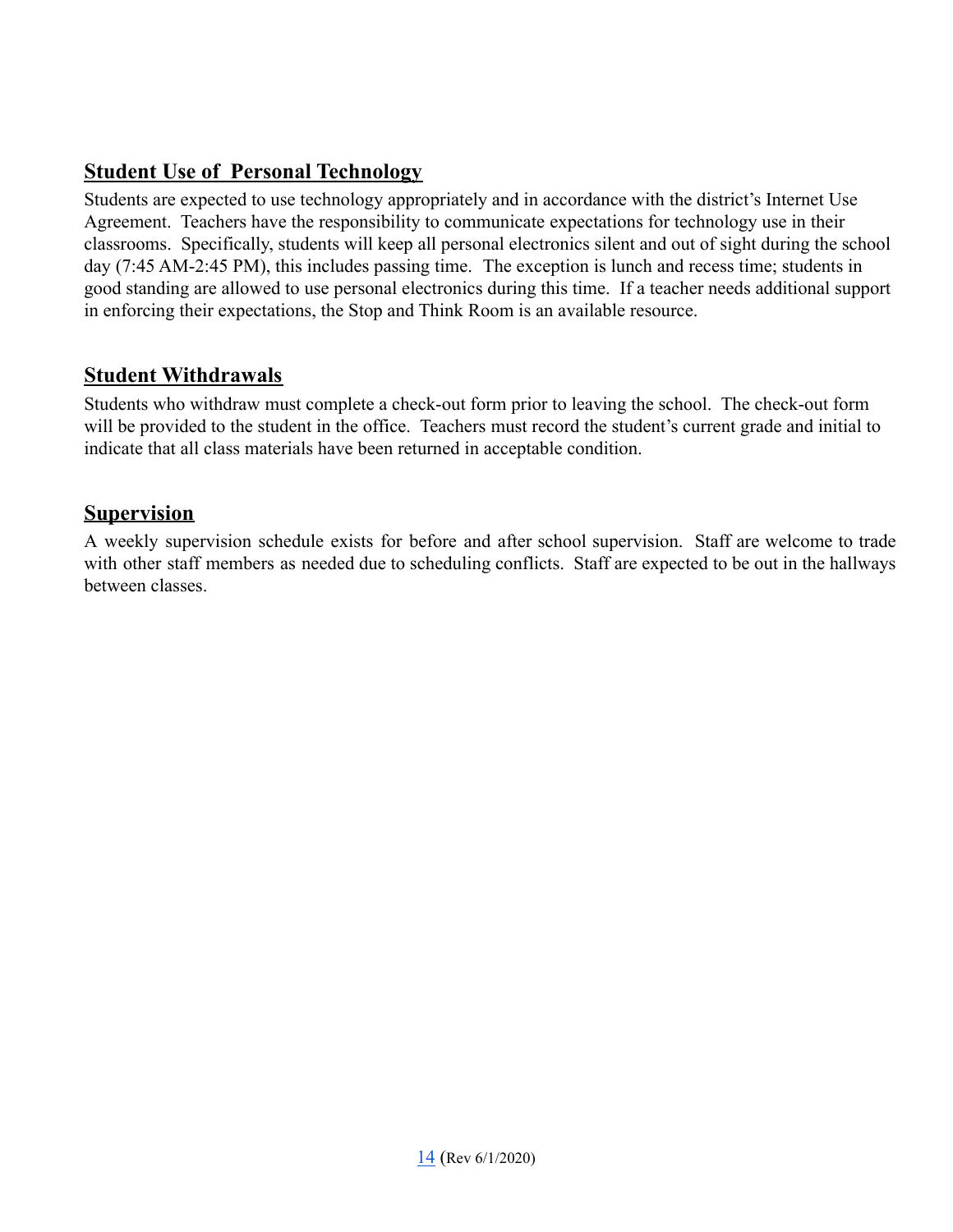## Student Use of Personal Technology

Students are expected to use technology appropriately and in accordance with the district's Internet Use Agreement. Teachers have the responsibility to communicate expectations for technology use in their classrooms. Specifically, students will keep all personal electronics silent and out of sight during the school day (7:45 AM-2:45 PM), this includes passing time. The exception is lunch and recess time; students in good standing are allowed to use personal electronics during this time. If a teacher needs additional support in enforcing their expectations, the Stop and Think Room is an available resource.

## Student Withdrawals

Students who withdraw must complete a check-out form prior to leaving the school. The check-out form will be provided to the student in the office. Teachers must record the student's current grade and initial to indicate that all class materials have been returned in acceptable condition.

## Supervision

A weekly supervision schedule exists for before and after school supervision. Staff are welcome to trade with other staff members as needed due to scheduling conflicts. Staff are expected to be out in the hallways between classes.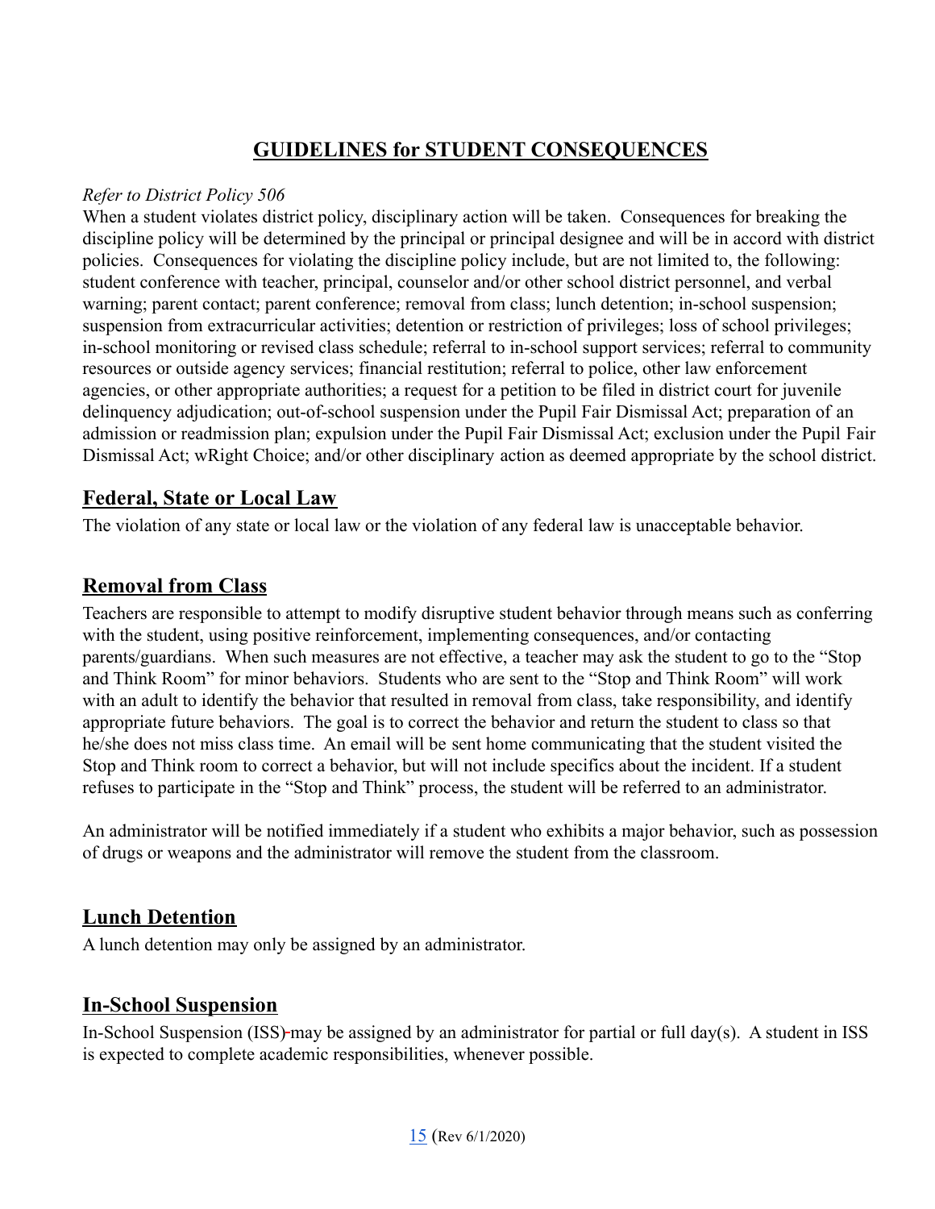## GUIDELINES for STUDENT CONSEQUENCES

*Refer to District Policy 506*

When a student violates district policy, disciplinary action will be taken. Consequences for breaking the discipline policy will be determined by the principal or principal designee and will be in accord with district policies. Consequences for violating the discipline policy include, but are not limited to, the following: student conference with teacher, principal, counselor and/or other school district personnel, and verbal warning; parent contact; parent conference; removal from class; lunch detention; in-school suspension; suspension from extracurricular activities; detention or restriction of privileges; loss of school privileges; in-school monitoring or revised class schedule; referral to in-school support services; referral to community resources or outside agency services; financial restitution; referral to police, other law enforcement agencies, or other appropriate authorities; a request for a petition to be filed in district court for juvenile delinquency adjudication; out-of-school suspension under the Pupil Fair Dismissal Act; preparation of an admission or readmission plan; expulsion under the Pupil Fair Dismissal Act; exclusion under the Pupil Fair Dismissal Act; wRight Choice; and/or other disciplinary action as deemed appropriate by the school district.

### Federal, State or Local Law

The violation of any state or local law or the violation of any federal law is unacceptable behavior.

### Removal from Class

Teachers are responsible to attempt to modify disruptive student behavior through means such as conferring with the student, using positive reinforcement, implementing consequences, and/or contacting parents/guardians. When such measures are not effective, a teacher may ask the student to go to the "Stop and Think Room" for minor behaviors. Students who are sent to the "Stop and Think Room" will work with an adult to identify the behavior that resulted in removal from class, take responsibility, and identify appropriate future behaviors. The goal is to correct the behavior and return the student to class so that he/she does not miss class time. An email will be sent home communicating that the student visited the Stop and Think room to correct a behavior, but will not include specifics about the incident. If a student refuses to participate in the "Stop and Think" process, the student will be referred to an administrator.

An administrator will be notified immediately if a student who exhibits a major behavior, such as possession of drugs or weapons and the administrator will remove the student from the classroom.

### Lunch Detention

A lunch detention may only be assigned by an administrator.

### In-School Suspension

In-School Suspension (ISS) may be assigned by an administrator for partial or full day(s). A student in ISS is expected to complete academic responsibilities, whenever possible.

(Rev 6/1/2020)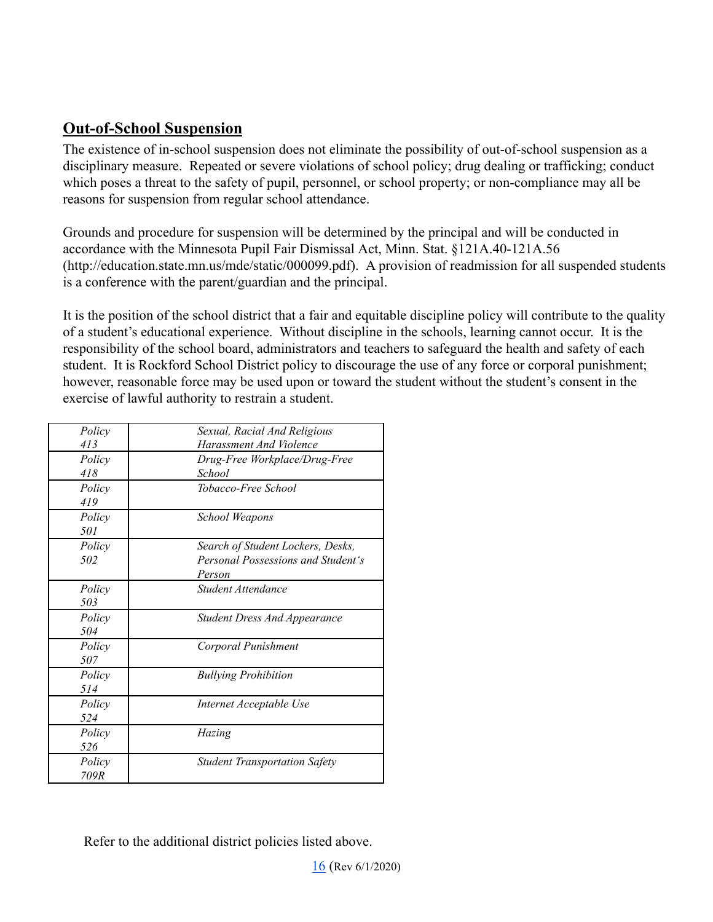## Out-of-School Suspension

The existence of in-school suspension does not eliminate the possibility of out-of-school suspension as a disciplinary measure. Repeated or severe violations of school policy; drug dealing or trafficking; conduct which poses a threat to the safety of pupil, personnel, or school property; or non-compliance may all be reasons for suspension from regular school attendance.

Grounds and procedure for suspension will be determined by the principal and will be conducted in accordance with the Minnesota Pupil Fair Dismissal Act, Minn. Stat. §121A.40-121A.56 (http://education.state.mn.us/mde/static/000099.pdf). A provision of readmission for all suspended students is a conference with the parent/guardian and the principal.

It is the position of the school district that a fair and equitable discipline policy will contribute to the quality of a student's educational experience. Without discipline in the schools, learning cannot occur. It is the responsibility of the school board, administrators and teachers to safeguard the health and safety of each student. It is Rockford School District policy to discourage the use of any force or corporal punishment; however, reasonable force may be used upon or toward the student without the student's consent in the exercise of lawful authority to restrain a student.

| | |
|---|---|
| *Policy 413* | *Sexual, Racial And Religious Harassment And Violence* |
| *Policy 418* | *Drug-Free Workplace/Drug-Free School* |
| *Policy 419* | *Tobacco-Free School* |
| *Policy 501* | *School Weapons* |
| *Policy 502* | *Search of Student Lockers, Desks, Personal Possessions and Student's Person* |
| *Policy 503* | *Student Attendance* |
| *Policy 504* | *Student Dress And Appearance* |
| *Policy 507* | *Corporal Punishment* |
| *Policy 514* | *Bullying Prohibition* |
| *Policy 524* | *Internet Acceptable Use* |
| *Policy 526* | *Hazing* |
| *Policy 709R* | *Student Transportation Safety* |

Refer to the additional district policies listed above.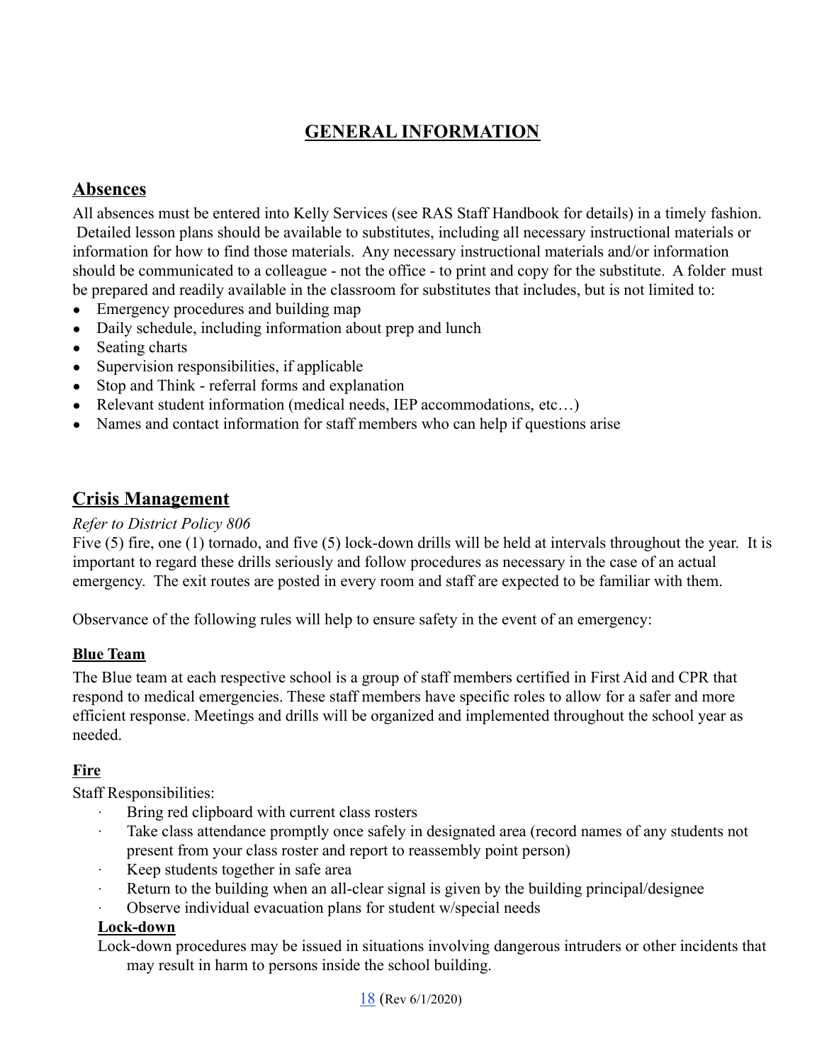# GENERAL INFORMATION

## Absences

All absences must be entered into Kelly Services (see RAS Staff Handbook for details) in a timely fashion. Detailed lesson plans should be available to substitutes, including all necessary instructional materials or information for how to find those materials. Any necessary instructional materials and/or information should be communicated to a colleague - not the office - to print and copy for the substitute. A folder must be prepared and readily available in the classroom for substitutes that includes, but is not limited to:

- Emergency procedures and building map
- Daily schedule, including information about prep and lunch
- Seating charts
- Supervision responsibilities, if applicable
- Stop and Think - referral forms and explanation
- Relevant student information (medical needs, IEP accommodations, etc…)
- Names and contact information for staff members who can help if questions arise

## Crisis Management

*Refer to District Policy 806*

Five (5) fire, one (1) tornado, and five (5) lock-down drills will be held at intervals throughout the year. It is important to regard these drills seriously and follow procedures as necessary in the case of an actual emergency. The exit routes are posted in every room and staff are expected to be familiar with them.

Observance of the following rules will help to ensure safety in the event of an emergency:

### Blue Team

The Blue team at each respective school is a group of staff members certified in First Aid and CPR that respond to medical emergencies. These staff members have specific roles to allow for a safer and more efficient response. Meetings and drills will be organized and implemented throughout the school year as needed.

### Fire

Staff Responsibilities:

- Bring red clipboard with current class rosters
- Take class attendance promptly once safely in designated area (record names of any students not present from your class roster and report to reassembly point person)
- Keep students together in safe area
- Return to the building when an all-clear signal is given by the building principal/designee
- Observe individual evacuation plans for student w/special needs

### Lock-down

Lock-down procedures may be issued in situations involving dangerous intruders or other incidents that may result in harm to persons inside the school building.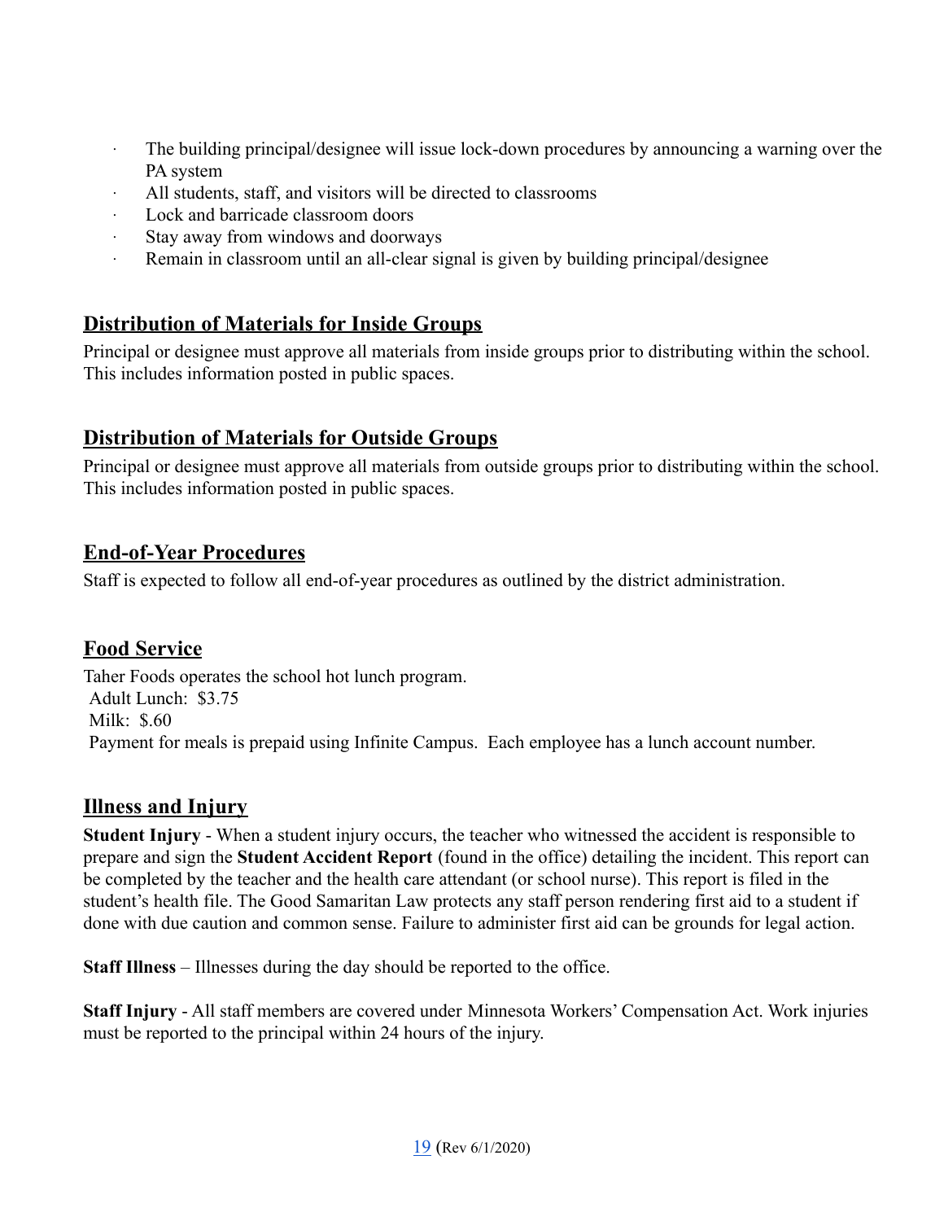- The building principal/designee will issue lock-down procedures by announcing a warning over the PA system
- All students, staff, and visitors will be directed to classrooms
- Lock and barricade classroom doors
- Stay away from windows and doorways
- Remain in classroom until an all-clear signal is given by building principal/designee

## Distribution of Materials for Inside Groups

Principal or designee must approve all materials from inside groups prior to distributing within the school. This includes information posted in public spaces.

## Distribution of Materials for Outside Groups

Principal or designee must approve all materials from outside groups prior to distributing within the school. This includes information posted in public spaces.

## End-of-Year Procedures

Staff is expected to follow all end-of-year procedures as outlined by the district administration.

## Food Service

Taher Foods operates the school hot lunch program.
Adult Lunch: $3.75
Milk: $.60
Payment for meals is prepaid using Infinite Campus. Each employee has a lunch account number.

## Illness and Injury

**Student Injury** - When a student injury occurs, the teacher who witnessed the accident is responsible to prepare and sign the **Student Accident Report** (found in the office) detailing the incident. This report can be completed by the teacher and the health care attendant (or school nurse). This report is filed in the student's health file. The Good Samaritan Law protects any staff person rendering first aid to a student if done with due caution and common sense. Failure to administer first aid can be grounds for legal action.

**Staff Illness** – Illnesses during the day should be reported to the office.

**Staff Injury** - All staff members are covered under Minnesota Workers' Compensation Act. Work injuries must be reported to the principal within 24 hours of the injury.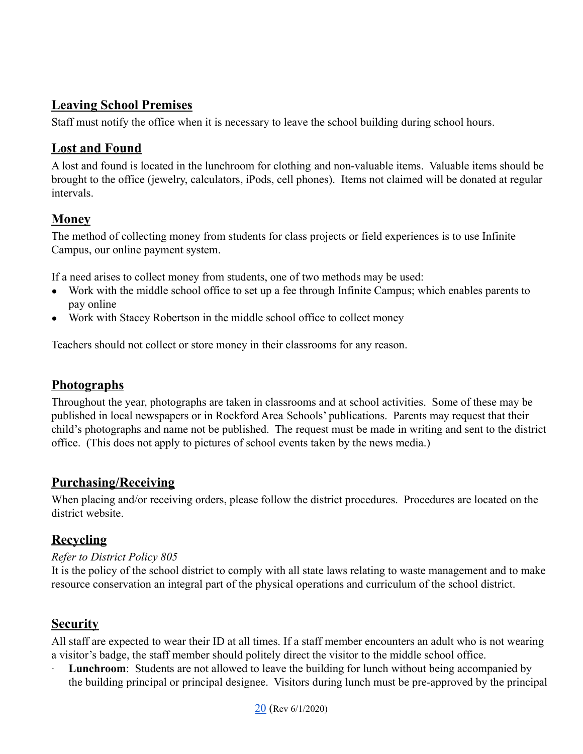## Leaving School Premises

Staff must notify the office when it is necessary to leave the school building during school hours.

## Lost and Found

A lost and found is located in the lunchroom for clothing and non-valuable items. Valuable items should be brought to the office (jewelry, calculators, iPods, cell phones). Items not claimed will be donated at regular intervals.

## Money

The method of collecting money from students for class projects or field experiences is to use Infinite Campus, our online payment system.

If a need arises to collect money from students, one of two methods may be used:

- Work with the middle school office to set up a fee through Infinite Campus; which enables parents to pay online
- Work with Stacey Robertson in the middle school office to collect money

Teachers should not collect or store money in their classrooms for any reason.

## Photographs

Throughout the year, photographs are taken in classrooms and at school activities. Some of these may be published in local newspapers or in Rockford Area Schools' publications. Parents may request that their child's photographs and name not be published. The request must be made in writing and sent to the district office. (This does not apply to pictures of school events taken by the news media.)

## Purchasing/Receiving

When placing and/or receiving orders, please follow the district procedures. Procedures are located on the district website.

## Recycling

*Refer to District Policy 805*

It is the policy of the school district to comply with all state laws relating to waste management and to make resource conservation an integral part of the physical operations and curriculum of the school district.

## Security

All staff are expected to wear their ID at all times. If a staff member encounters an adult who is not wearing a visitor's badge, the staff member should politely direct the visitor to the middle school office.

- **Lunchroom**: Students are not allowed to leave the building for lunch without being accompanied by the building principal or principal designee. Visitors during lunch must be pre-approved by the principal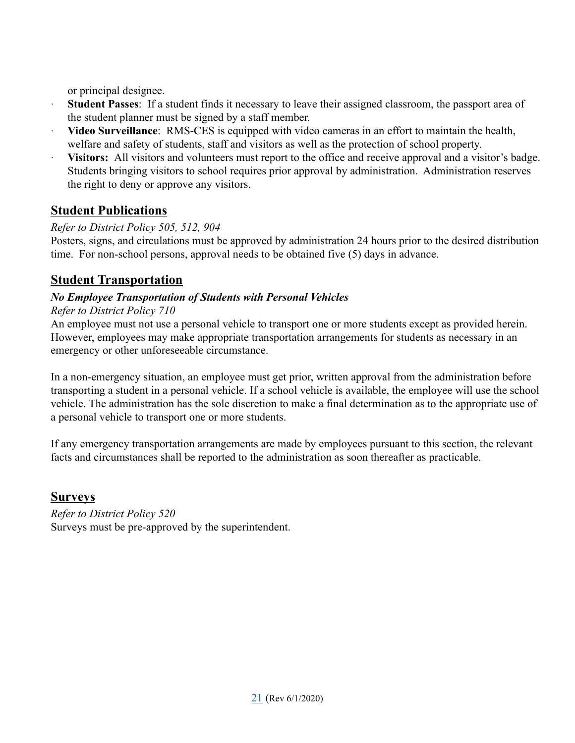or principal designee.

- **Student Passes**: If a student finds it necessary to leave their assigned classroom, the passport area of the student planner must be signed by a staff member.
- **Video Surveillance**: RMS-CES is equipped with video cameras in an effort to maintain the health, welfare and safety of students, staff and visitors as well as the protection of school property.
- **Visitors:** All visitors and volunteers must report to the office and receive approval and a visitor's badge. Students bringing visitors to school requires prior approval by administration. Administration reserves the right to deny or approve any visitors.

## Student Publications

*Refer to District Policy 505, 512, 904*

Posters, signs, and circulations must be approved by administration 24 hours prior to the desired distribution time. For non-school persons, approval needs to be obtained five (5) days in advance.

## Student Transportation

***No Employee Transportation of Students with Personal Vehicles***

*Refer to District Policy 710*

An employee must not use a personal vehicle to transport one or more students except as provided herein. However, employees may make appropriate transportation arrangements for students as necessary in an emergency or other unforeseeable circumstance.

In a non-emergency situation, an employee must get prior, written approval from the administration before transporting a student in a personal vehicle. If a school vehicle is available, the employee will use the school vehicle. The administration has the sole discretion to make a final determination as to the appropriate use of a personal vehicle to transport one or more students.

If any emergency transportation arrangements are made by employees pursuant to this section, the relevant facts and circumstances shall be reported to the administration as soon thereafter as practicable.

## Surveys

*Refer to District Policy 520*

Surveys must be pre-approved by the superintendent.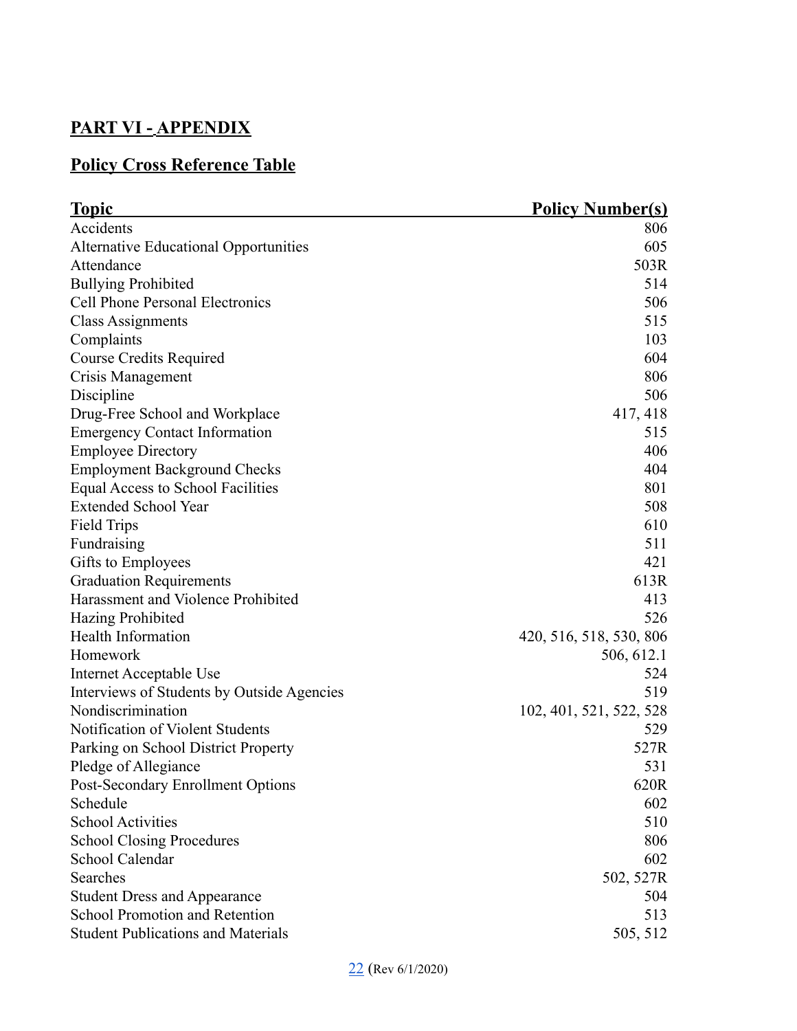## PART VI - APPENDIX

## Policy Cross Reference Table

| Topic | Policy Number(s) |
|---|---|
| Accidents | 806 |
| Alternative Educational Opportunities | 605 |
| Attendance | 503R |
| Bullying Prohibited | 514 |
| Cell Phone Personal Electronics | 506 |
| Class Assignments | 515 |
| Complaints | 103 |
| Course Credits Required | 604 |
| Crisis Management | 806 |
| Discipline | 506 |
| Drug-Free School and Workplace | 417, 418 |
| Emergency Contact Information | 515 |
| Employee Directory | 406 |
| Employment Background Checks | 404 |
| Equal Access to School Facilities | 801 |
| Extended School Year | 508 |
| Field Trips | 610 |
| Fundraising | 511 |
| Gifts to Employees | 421 |
| Graduation Requirements | 613R |
| Harassment and Violence Prohibited | 413 |
| Hazing Prohibited | 526 |
| Health Information | 420, 516, 518, 530, 806 |
| Homework | 506, 612.1 |
| Internet Acceptable Use | 524 |
| Interviews of Students by Outside Agencies | 519 |
| Nondiscrimination | 102, 401, 521, 522, 528 |
| Notification of Violent Students | 529 |
| Parking on School District Property | 527R |
| Pledge of Allegiance | 531 |
| Post-Secondary Enrollment Options | 620R |
| Schedule | 602 |
| School Activities | 510 |
| School Closing Procedures | 806 |
| School Calendar | 602 |
| Searches | 502, 527R |
| Student Dress and Appearance | 504 |
| School Promotion and Retention | 513 |
| Student Publications and Materials | 505, 512 |

(Rev 6/1/2020)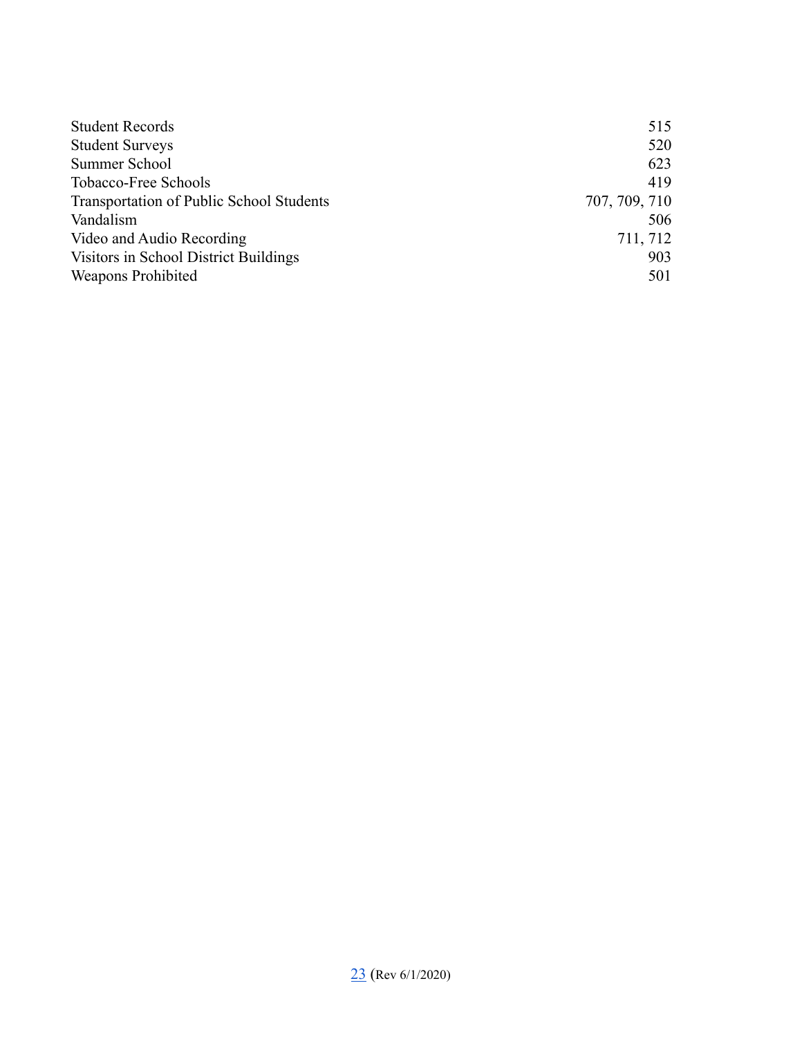| | |
|---|---|
| Student Records | 515 |
| Student Surveys | 520 |
| Summer School | 623 |
| Tobacco-Free Schools | 419 |
| Transportation of Public School Students | 707, 709, 710 |
| Vandalism | 506 |
| Video and Audio Recording | 711, 712 |
| Visitors in School District Buildings | 903 |
| Weapons Prohibited | 501 |

(Rev 6/1/2020)